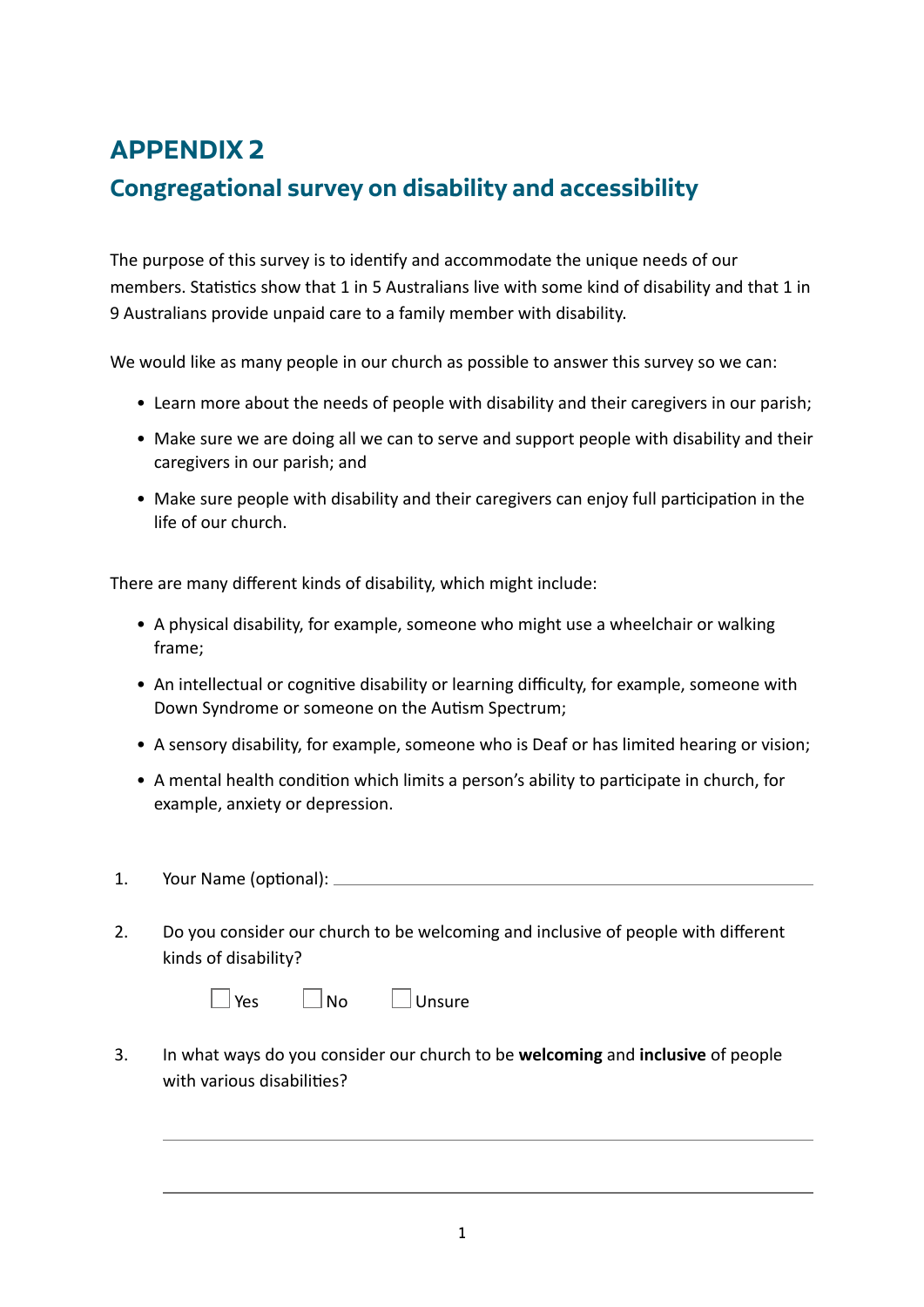# APPENDIX 2

## Congregational survey on disability and accessibility

The purpose of this survey is to identify and accommodate the unique needs of our members. Statistics show that 1 in 5 Australians live with some kind of disability and that 1 in 9 Australians provide unpaid care to a family member with disability.

We would like as many people in our church as possible to answer this survey so we can:

- Learn more about the needs of people with disability and their caregivers in our parish;
- Make sure we are doing all we can to serve and support people with disability and their caregivers in our parish; and
- Make sure people with disability and their caregivers can enjoy full participation in the life of our church.

There are many different kinds of disability, which might include:

- A physical disability, for example, someone who might use a wheelchair or walking frame;
- An intellectual or cognitive disability or learning difficulty, for example, someone with Down Syndrome or someone on the Autism Spectrum;
- A sensory disability, for example, someone who is Deaf or has limited hearing or vision;
- A mental health condition which limits a person's ability to participate in church, for example, anxiety or depression.

1. Your Name (optional): ______________________________

2. Do you consider our church to be welcoming and inclusive of people with different kinds of disability?

   ☐ Yes ☐ No ☐ Unsure

3. In what ways do you consider our church to be **welcoming** and **inclusive** of people with various disabilities?

   ______________________________

   ______________________________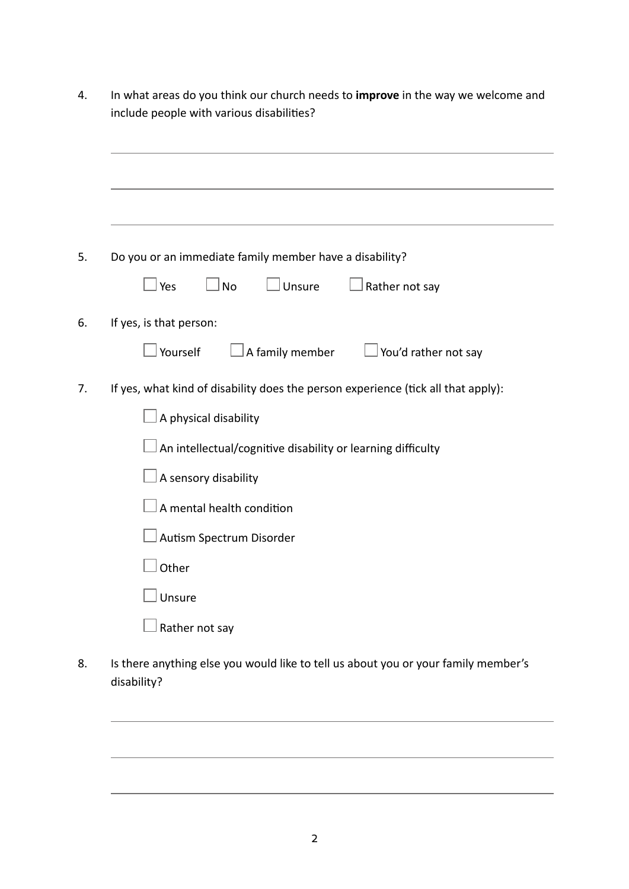4. In what areas do you think our church needs to **improve** in the way we welcome and include people with various disabilities?

\_\_\_\_\_\_\_\_\_\_\_\_\_\_\_\_\_\_\_\_\_\_\_\_\_\_\_\_\_\_\_\_\_\_\_\_\_\_\_\_\_\_\_\_\_\_\_\_\_\_\_\_\_\_\_\_\_\_\_\_\_\_\_\_\_\_

\_\_\_\_\_\_\_\_\_\_\_\_\_\_\_\_\_\_\_\_\_\_\_\_\_\_\_\_\_\_\_\_\_\_\_\_\_\_\_\_\_\_\_\_\_\_\_\_\_\_\_\_\_\_\_\_\_\_\_\_\_\_\_\_\_\_

\_\_\_\_\_\_\_\_\_\_\_\_\_\_\_\_\_\_\_\_\_\_\_\_\_\_\_\_\_\_\_\_\_\_\_\_\_\_\_\_\_\_\_\_\_\_\_\_\_\_\_\_\_\_\_\_\_\_\_\_\_\_\_\_\_\_

5. Do you or an immediate family member have a disability?

   ☐ Yes ☐ No ☐ Unsure ☐ Rather not say

6. If yes, is that person:

   ☐ Yourself ☐ A family member ☐ You'd rather not say

7. If yes, what kind of disability does the person experience (tick all that apply):

   ☐ A physical disability

   ☐ An intellectual/cognitive disability or learning difficulty

   ☐ A sensory disability

   ☐ A mental health condition

   ☐ Autism Spectrum Disorder

   ☐ Other

   ☐ Unsure

   ☐ Rather not say

8. Is there anything else you would like to tell us about you or your family member's disability?

\_\_\_\_\_\_\_\_\_\_\_\_\_\_\_\_\_\_\_\_\_\_\_\_\_\_\_\_\_\_\_\_\_\_\_\_\_\_\_\_\_\_\_\_\_\_\_\_\_\_\_\_\_\_\_\_\_\_\_\_\_\_\_\_\_\_

\_\_\_\_\_\_\_\_\_\_\_\_\_\_\_\_\_\_\_\_\_\_\_\_\_\_\_\_\_\_\_\_\_\_\_\_\_\_\_\_\_\_\_\_\_\_\_\_\_\_\_\_\_\_\_\_\_\_\_\_\_\_\_\_\_\_

\_\_\_\_\_\_\_\_\_\_\_\_\_\_\_\_\_\_\_\_\_\_\_\_\_\_\_\_\_\_\_\_\_\_\_\_\_\_\_\_\_\_\_\_\_\_\_\_\_\_\_\_\_\_\_\_\_\_\_\_\_\_\_\_\_\_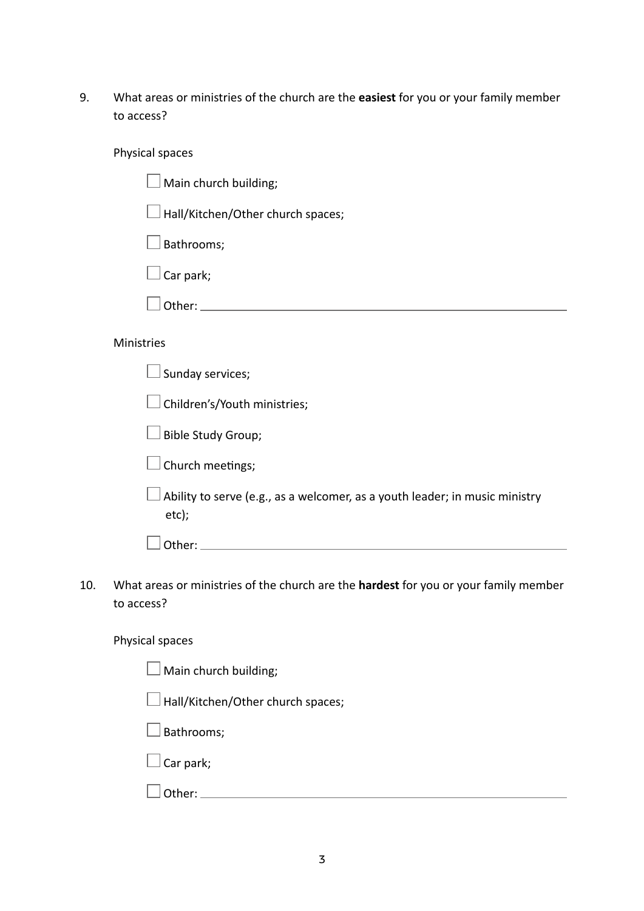9. What areas or ministries of the church are the **easiest** for you or your family member to access?

   Physical spaces

   - ☐ Main church building;
   - ☐ Hall/Kitchen/Other church spaces;
   - ☐ Bathrooms;
   - ☐ Car park;
   - ☐ Other: ____________________

   Ministries

   - ☐ Sunday services;
   - ☐ Children's/Youth ministries;
   - ☐ Bible Study Group;
   - ☐ Church meetings;
   - ☐ Ability to serve (e.g., as a welcomer, as a youth leader; in music ministry etc);
   - ☐ Other: ____________________

10. What areas or ministries of the church are the **hardest** for you or your family member to access?

    Physical spaces

    - ☐ Main church building;
    - ☐ Hall/Kitchen/Other church spaces;
    - ☐ Bathrooms;
    - ☐ Car park;
    - ☐ Other: ____________________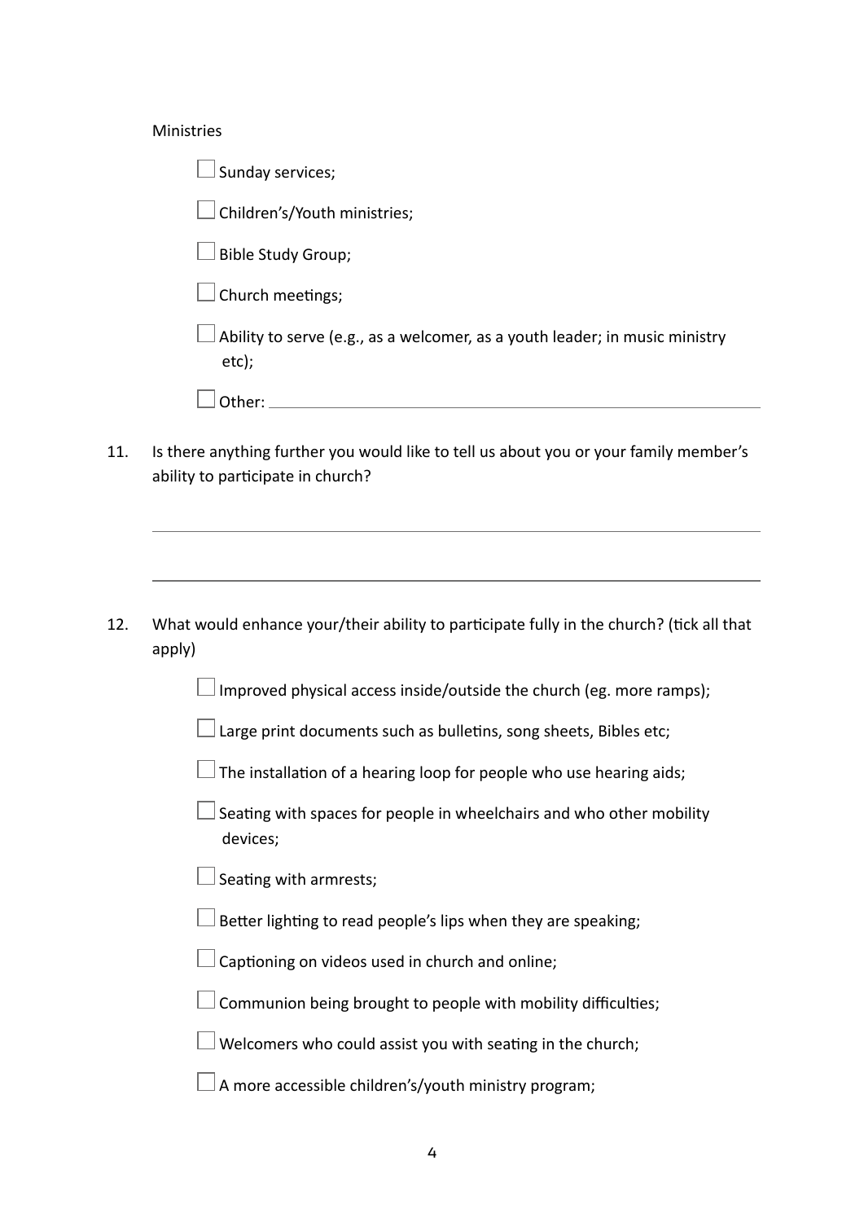Ministries

- [ ] Sunday services;
- [ ] Children's/Youth ministries;
- [ ] Bible Study Group;
- [ ] Church meetings;
- [ ] Ability to serve (e.g., as a welcomer, as a youth leader; in music ministry etc);
- [ ] Other: ____________________

11. Is there anything further you would like to tell us about you or your family member's ability to participate in church?

____________________

____________________

12. What would enhance your/their ability to participate fully in the church? (tick all that apply)

- [ ] Improved physical access inside/outside the church (eg. more ramps);
- [ ] Large print documents such as bulletins, song sheets, Bibles etc;
- [ ] The installation of a hearing loop for people who use hearing aids;
- [ ] Seating with spaces for people in wheelchairs and who other mobility devices;
- [ ] Seating with armrests;
- [ ] Better lighting to read people's lips when they are speaking;
- [ ] Captioning on videos used in church and online;
- [ ] Communion being brought to people with mobility difficulties;
- [ ] Welcomers who could assist you with seating in the church;
- [ ] A more accessible children's/youth ministry program;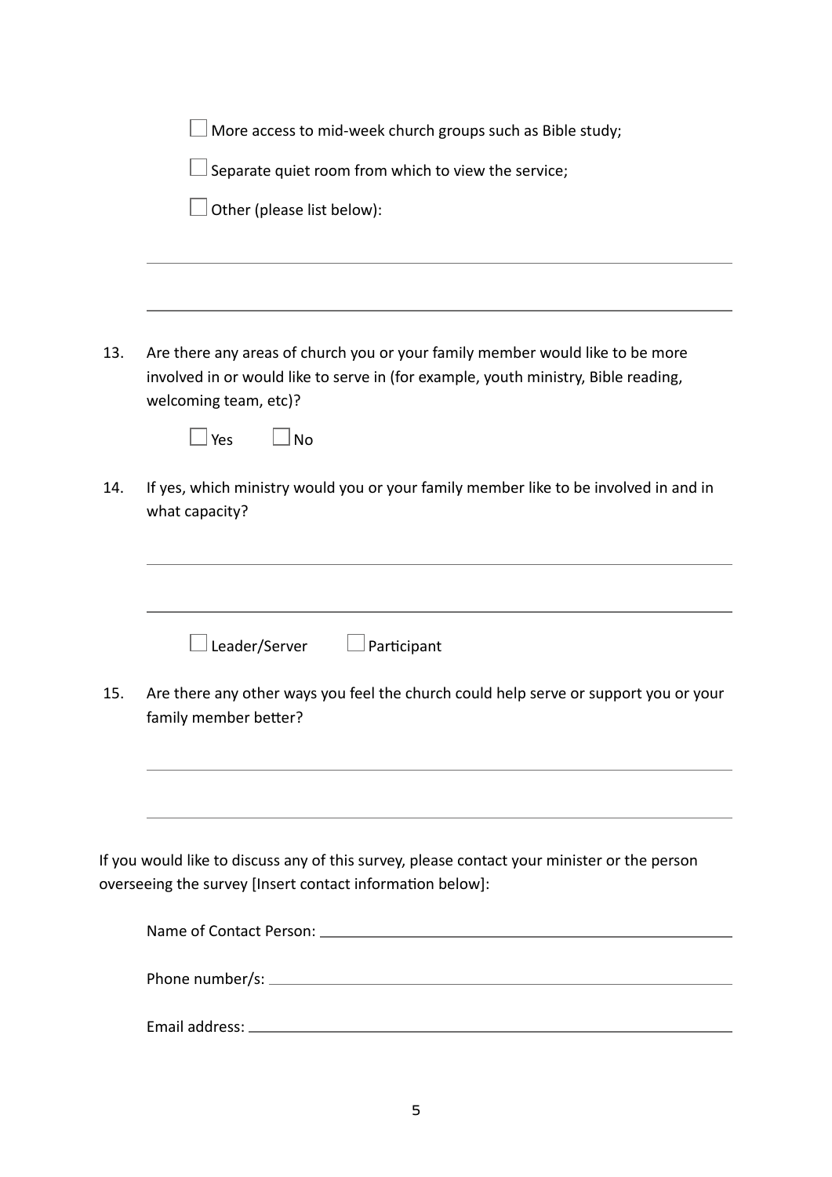- ☐ More access to mid-week church groups such as Bible study;
- ☐ Separate quiet room from which to view the service;
- ☐ Other (please list below):

\_\_\_\_\_\_\_\_\_\_\_\_\_\_\_\_\_\_\_\_\_\_\_\_\_\_\_\_\_\_\_\_\_\_\_\_\_\_\_\_\_\_\_\_\_\_\_\_\_\_\_\_\_\_\_\_\_\_\_\_

\_\_\_\_\_\_\_\_\_\_\_\_\_\_\_\_\_\_\_\_\_\_\_\_\_\_\_\_\_\_\_\_\_\_\_\_\_\_\_\_\_\_\_\_\_\_\_\_\_\_\_\_\_\_\_\_\_\_\_\_

13. Are there any areas of church you or your family member would like to be more involved in or would like to serve in (for example, youth ministry, Bible reading, welcoming team, etc)?

    ☐ Yes ☐ No

14. If yes, which ministry would you or your family member like to be involved in and in what capacity?

    \_\_\_\_\_\_\_\_\_\_\_\_\_\_\_\_\_\_\_\_\_\_\_\_\_\_\_\_\_\_\_\_\_\_\_\_\_\_\_\_\_\_\_\_\_\_\_\_\_\_\_\_\_\_\_\_\_\_\_\_

    \_\_\_\_\_\_\_\_\_\_\_\_\_\_\_\_\_\_\_\_\_\_\_\_\_\_\_\_\_\_\_\_\_\_\_\_\_\_\_\_\_\_\_\_\_\_\_\_\_\_\_\_\_\_\_\_\_\_\_\_

    ☐ Leader/Server ☐ Participant

15. Are there any other ways you feel the church could help serve or support you or your family member better?

    \_\_\_\_\_\_\_\_\_\_\_\_\_\_\_\_\_\_\_\_\_\_\_\_\_\_\_\_\_\_\_\_\_\_\_\_\_\_\_\_\_\_\_\_\_\_\_\_\_\_\_\_\_\_\_\_\_\_\_\_

    \_\_\_\_\_\_\_\_\_\_\_\_\_\_\_\_\_\_\_\_\_\_\_\_\_\_\_\_\_\_\_\_\_\_\_\_\_\_\_\_\_\_\_\_\_\_\_\_\_\_\_\_\_\_\_\_\_\_\_\_

If you would like to discuss any of this survey, please contact your minister or the person overseeing the survey [Insert contact information below]:

Name of Contact Person: \_\_\_\_\_\_\_\_\_\_\_\_\_\_\_\_\_\_\_\_\_\_\_\_\_\_\_\_\_\_\_\_\_\_\_\_\_\_\_\_

Phone number/s: \_\_\_\_\_\_\_\_\_\_\_\_\_\_\_\_\_\_\_\_\_\_\_\_\_\_\_\_\_\_\_\_\_\_\_\_\_\_\_\_\_\_\_\_

Email address: \_\_\_\_\_\_\_\_\_\_\_\_\_\_\_\_\_\_\_\_\_\_\_\_\_\_\_\_\_\_\_\_\_\_\_\_\_\_\_\_\_\_\_\_\_